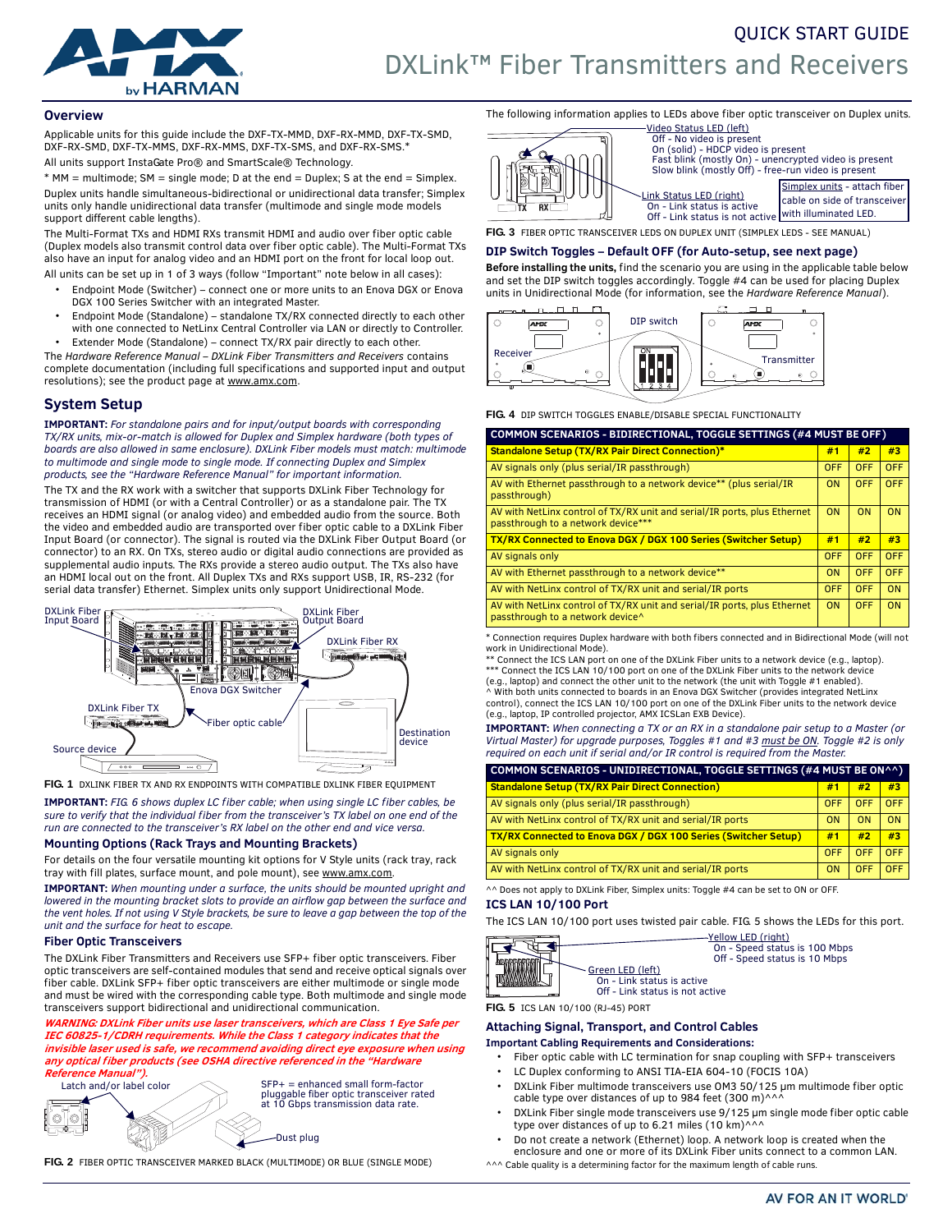QUICK START GUIDE

# DXLink™ Fiber Transmitters and Receivers

## Overview

Applicable units for this guide include the DXF-TX-MMD, DXF-RX-MMD, DXF-TX-SMD, DXF-RX-SMD, DXF-TX-MMS, DXF-RX-MMS, DXF-TX-SMS, and DXF-RX-SMS.*

All units support InstaGate Pro® and SmartScale® Technology.

* MM = multimode; SM = single mode; D at the end = Duplex; S at the end = Simplex.

Duplex units handle simultaneous-bidirectional or unidirectional data transfer; Simplex units only handle unidirectional data transfer (multimode and single mode models support different cable lengths).

The Multi-Format TXs and HDMI RXs transmit HDMI and audio over fiber optic cable (Duplex models also transmit control data over fiber optic cable). The Multi-Format TXs also have an input for analog video and an HDMI port on the front for local loop out.

All units can be set up in 1 of 3 ways (follow "Important" note below in all cases):

- Endpoint Mode (Switcher) – connect one or more units to an Enova DGX or Enova DGX 100 Series Switcher with an integrated Master.
- Endpoint Mode (Standalone) – standalone TX/RX connected directly to each other with one connected to NetLinx Central Controller via LAN or directly to Controller.
- Extender Mode (Standalone) – connect TX/RX pair directly to each other.

The *Hardware Reference Manual – DXLink Fiber Transmitters and Receivers* contains complete documentation (including full specifications and supported input and output resolutions); see the product page at www.amx.com.

## System Setup

**IMPORTANT:** *For standalone pairs and for input/output boards with corresponding TX/RX units, mix-or-match is allowed for Duplex and Simplex hardware (both types of boards are also allowed in same enclosure). DXLink Fiber models must match: multimode to multimode and single mode to single mode. If connecting Duplex and Simplex products, see the "Hardware Reference Manual" for important information.*

The TX and the RX work with a switcher that supports DXLink Fiber Technology for transmission of HDMI (or with a Central Controller) or as a standalone pair. The TX receives an HDMI signal (or analog video) and embedded audio from the source. Both the video and embedded audio are transported over fiber optic cable to a DXLink Fiber Input Board (or connector). The signal is routed via the DXLink Fiber Output Board (or connector) to an RX. On TXs, stereo audio or digital audio connections are provided as supplemental audio inputs. The RXs provide a stereo audio output. The TXs also have an HDMI local out on the front. All Duplex TXs and RXs support USB, IR, RS-232 (for serial data transfer) Ethernet. Simplex units only support Unidirectional Mode.

DXLink Fiber Input Board · DXLink Fiber Output Board · DXLink Fiber RX · Enova DGX Switcher · DXLink Fiber TX · Fiber optic cable · Destination device · Source device

**FIG. 1** DXLINK FIBER TX AND RX ENDPOINTS WITH COMPATIBLE DXLINK FIBER EQUIPMENT

**IMPORTANT:** *FIG. 6 shows duplex LC fiber cable; when using single LC fiber cables, be sure to verify that the individual fiber from the transceiver's TX label on one end of the run are connected to the transceiver's RX label on the other end and vice versa.*

### Mounting Options (Rack Trays and Mounting Brackets)

For details on the four versatile mounting kit options for V Style units (rack tray, rack tray with fill plates, surface mount, and pole mount), see www.amx.com.

**IMPORTANT:** *When mounting under a surface, the units should be mounted upright and lowered in the mounting bracket slots to provide an airflow gap between the surface and the vent holes. If not using V Style brackets, be sure to leave a gap between the top of the unit and the surface for heat to escape.*

### Fiber Optic Transceivers

The DXLink Fiber Transmitters and Receivers use SFP+ fiber optic transceivers. Fiber optic transceivers are self-contained modules that send and receive optical signals over fiber cable. DXLink SFP+ fiber optic transceivers are either multimode or single mode and must be wired with the corresponding cable type. Both multimode and single mode transceivers support bidirectional and unidirectional communication.

***WARNING: DXLink Fiber units use laser transceivers, which are Class 1 Eye Safe per IEC 60825-1/CDRH requirements. While the Class 1 category indicates that the invisible laser used is safe, we recommend avoiding direct eye exposure when using any optical fiber products (see OSHA directive referenced in the "Hardware Reference Manual").***

Latch and/or label color · SFP+ = enhanced small form-factor pluggable fiber optic transceiver rated at 10 Gbps transmission data rate. · Dust plug

**FIG. 2** FIBER OPTIC TRANSCEIVER MARKED BLACK (MULTIMODE) OR BLUE (SINGLE MODE)

The following information applies to LEDs above fiber optic transceiver on Duplex units.

Video Status LED (left)
- Off - No video is present
- On (solid) - HDCP video is present
- Fast blink (mostly On) - unencrypted video is present
- Slow blink (mostly Off) - free-run video is present

Link Status LED (right)
- On - Link status is active
- Off - Link status is not active

Simplex units - attach fiber cable on side of transceiver with illuminated LED.

**FIG. 3** FIBER OPTIC TRANSCEIVER LEDS ON DUPLEX UNIT (SIMPLEX LEDS - SEE MANUAL)

### DIP Switch Toggles – Default OFF (for Auto-setup, see next page)

**Before installing the units,** find the scenario you are using in the applicable table below and set the DIP switch toggles accordingly. Toggle #4 can be used for placing Duplex units in Unidirectional Mode (for information, see the *Hardware Reference Manual*).

Receiver · DIP switch · Transmitter

**FIG. 4** DIP SWITCH TOGGLES ENABLE/DISABLE SPECIAL FUNCTIONALITY

| COMMON SCENARIOS - BIDIRECTIONAL, TOGGLE SETTINGS (#4 MUST BE OFF) | | | |
|---|---|---|---|
| **Standalone Setup (TX/RX Pair Direct Connection)*** | **#1** | **#2** | **#3** |
| AV signals only (plus serial/IR passthrough) | OFF | OFF | OFF |
| AV with Ethernet passthrough to a network device** (plus serial/IR passthrough) | ON | OFF | OFF |
| AV with NetLinx control of TX/RX unit and serial/IR ports, plus Ethernet passthrough to a network device*** | ON | ON | ON |
| **TX/RX Connected to Enova DGX / DGX 100 Series (Switcher Setup)** | **#1** | **#2** | **#3** |
| AV signals only | OFF | OFF | OFF |
| AV with Ethernet passthrough to a network device** | ON | OFF | OFF |
| AV with NetLinx control of TX/RX unit and serial/IR ports | OFF | OFF | ON |
| AV with NetLinx control of TX/RX unit and serial/IR ports, plus Ethernet passthrough to a network device^ | ON | OFF | ON |

* Connection requires Duplex hardware with both fibers connected and in Bidirectional Mode (will not work in Unidirectional Mode).
** Connect the ICS LAN port on one of the DXLink Fiber units to a network device (e.g., laptop).
*** Connect the ICS LAN 10/100 port on one of the DXLink Fiber units to the network device (e.g., laptop) and connect the other unit to the network (the unit with Toggle #1 enabled).
^ With both units connected to boards in an Enova DGX Switcher (provides integrated NetLinx control), connect the ICS LAN 10/100 port on one of the DXLink Fiber units to the network device (e.g., laptop, IP controlled projector, AMX ICSLan EXB Device).

**IMPORTANT:** *When connecting a TX or an RX in a standalone pair setup to a Master (or Virtual Master) for upgrade purposes, Toggles #1 and #3 must be ON. Toggle #2 is only required on each unit if serial and/or IR control is required from the Master.*

| COMMON SCENARIOS - UNIDIRECTIONAL, TOGGLE SETTINGS (#4 MUST BE ON^^) | | | |
|---|---|---|---|
| **Standalone Setup (TX/RX Pair Direct Connection)** | **#1** | **#2** | **#3** |
| AV signals only (plus serial/IR passthrough) | OFF | OFF | OFF |
| AV with NetLinx control of TX/RX unit and serial/IR ports | ON | ON | ON |
| **TX/RX Connected to Enova DGX / DGX 100 Series (Switcher Setup)** | **#1** | **#2** | **#3** |
| AV signals only | OFF | OFF | OFF |
| AV with NetLinx control of TX/RX unit and serial/IR ports | ON | OFF | OFF |

^^ Does not apply to DXLink Fiber, Simplex units: Toggle #4 can be set to ON or OFF.

### ICS LAN 10/100 Port

The ICS LAN 10/100 port uses twisted pair cable. FIG. 5 shows the LEDs for this port.

Yellow LED (right)
- On - Speed status is 100 Mbps
- Off - Speed status is 10 Mbps

Green LED (left)
- On - Link status is active
- Off - Link status is not active

**FIG. 5** ICS LAN 10/100 (RJ-45) PORT

### Attaching Signal, Transport, and Control Cables

**Important Cabling Requirements and Considerations:**

- Fiber optic cable with LC termination for snap coupling with SFP+ transceivers
- LC Duplex conforming to ANSI TIA-EIA 604-10 (FOCIS 10A)
- DXLink Fiber multimode transceivers use OM3 50/125 μm multimode fiber optic cable type over distances of up to 984 feet (300 m)^^^
- DXLink Fiber single mode transceivers use 9/125 μm single mode fiber optic cable type over distances of up to 6.21 miles (10 km)^^^
- Do not create a network (Ethernet) loop. A network loop is created when the enclosure and one or more of its DXLink Fiber units connect to a common LAN.

^^^ Cable quality is a determining factor for the maximum length of cable runs.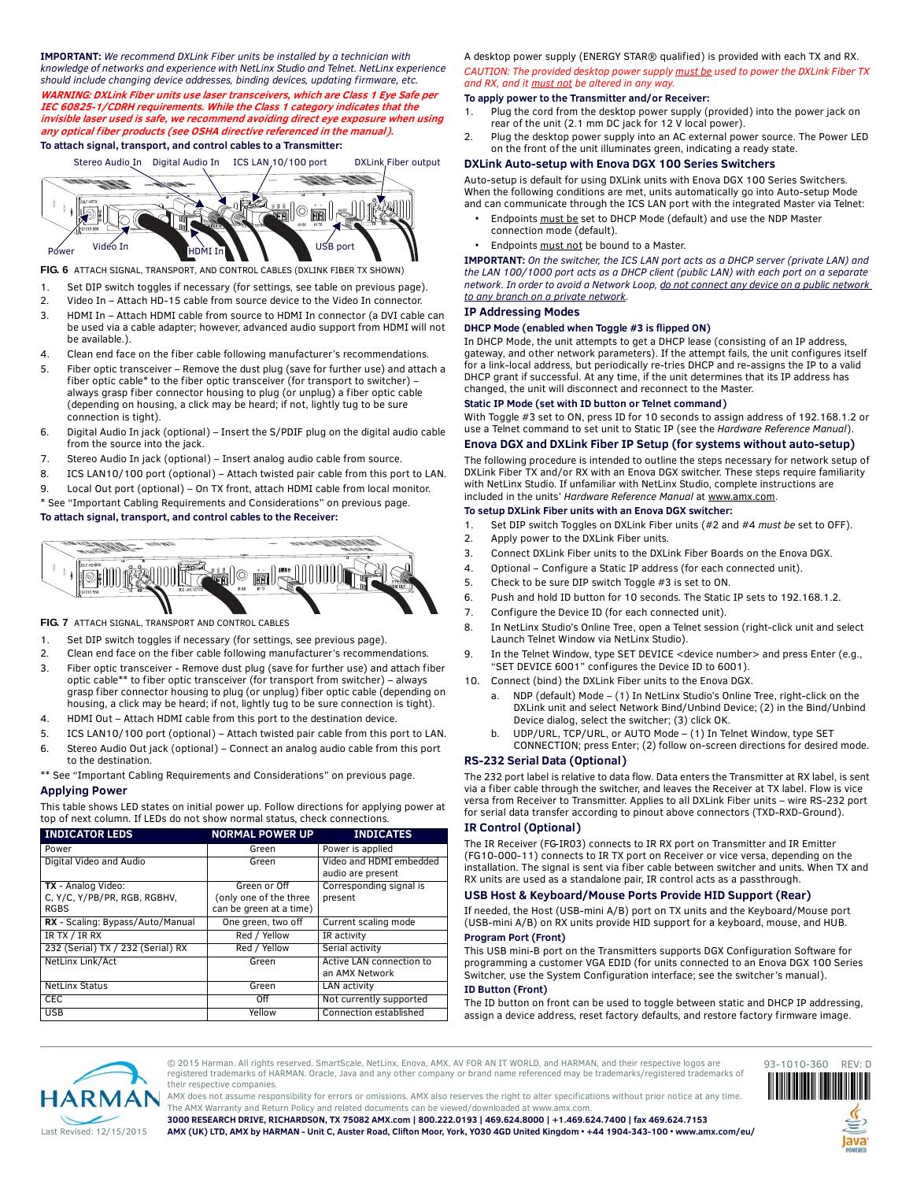**IMPORTANT:** *We recommend DXLink Fiber units be installed by a technician with knowledge of networks and experience with NetLinx Studio and Telnet. NetLinx experience should include changing device addresses, binding devices, updating firmware, etc.*

***WARNING: DXLink Fiber units use laser transceivers, which are Class 1 Eye Safe per IEC 60825-1/CDRH requirements. While the Class 1 category indicates that the invisible laser used is safe, we recommend avoiding direct eye exposure when using any optical fiber products (see OSHA directive referenced in the manual).***

**To attach signal, transport, and control cables to a Transmitter:**

Stereo Audio In
Digital Audio In
ICS LAN 10/100 port
DXLink Fiber output
Power
Video In
HDMI In
USB port

**FIG. 6** ATTACH SIGNAL, TRANSPORT, AND CONTROL CABLES (DXLINK FIBER TX SHOWN)

1. Set DIP switch toggles if necessary (for settings, see table on previous page).
2. Video In – Attach HD-15 cable from source device to the Video In connector.
3. HDMI In – Attach HDMI cable from source to HDMI In connector (a DVI cable can be used via a cable adapter; however, advanced audio support from HDMI will not be available.).
4. Clean end face on the fiber cable following manufacturer's recommendations.
5. Fiber optic transceiver – Remove the dust plug (save for further use) and attach a fiber optic cable* to the fiber optic transceiver (for transport to switcher) – always grasp fiber connector housing to plug (or unplug) a fiber optic cable (depending on housing, a click may be heard; if not, lightly tug to be sure connection is tight).
6. Digital Audio In jack (optional) – Insert the S/PDIF plug on the digital audio cable from the source into the jack.
7. Stereo Audio In jack (optional) – Insert analog audio cable from source.
8. ICS LAN10/100 port (optional) – Attach twisted pair cable from this port to LAN.
9. Local Out port (optional) – On TX front, attach HDMI cable from local monitor.

\* See "Important Cabling Requirements and Considerations" on previous page.

**To attach signal, transport, and control cables to the Receiver:**

**FIG. 7** ATTACH SIGNAL, TRANSPORT AND CONTROL CABLES

1. Set DIP switch toggles if necessary (for settings, see previous page).
2. Clean end face on the fiber cable following manufacturer's recommendations.
3. Fiber optic transceiver - Remove dust plug (save for further use) and attach fiber optic cable** to fiber optic transceiver (for transport from switcher) – always grasp fiber connector housing to plug (or unplug) fiber optic cable (depending on housing, a click may be heard; if not, lightly tug to be sure connection is tight).
4. HDMI Out – Attach HDMI cable from this port to the destination device.
5. ICS LAN10/100 port (optional) – Attach twisted pair cable from this port to LAN.
6. Stereo Audio Out jack (optional) – Connect an analog audio cable from this port to the destination.

\*\* See "Important Cabling Requirements and Considerations" on previous page.

## Applying Power

This table shows LED states on initial power up. Follow directions for applying power at top of next column. If LEDs do not show normal status, check connections.

| INDICATOR LEDS | NORMAL POWER UP | INDICATES |
|---|---|---|
| Power | Green | Power is applied |
| Digital Video and Audio | Green | Video and HDMI embedded audio are present |
| **TX** - Analog Video: C, Y/C, Y/PB/PR, RGB, RGBHV, RGBS | Green or Off (only one of the three can be green at a time) | Corresponding signal is present |
| **RX** - Scaling: Bypass/Auto/Manual | One green, two off | Current scaling mode |
| IR TX / IR RX | Red / Yellow | IR activity |
| 232 (Serial) TX / 232 (Serial) RX | Red / Yellow | Serial activity |
| NetLinx Link/Act | Green | Active LAN connection to an AMX Network |
| NetLinx Status | Green | LAN activity |
| CEC | Off | Not currently supported |
| USB | Yellow | Connection established |

A desktop power supply (ENERGY STAR® qualified) is provided with each TX and RX.

*CAUTION: The provided desktop power supply must be used to power the DXLink Fiber TX and RX, and it must not be altered in any way.*

**To apply power to the Transmitter and/or Receiver:**

1. Plug the cord from the desktop power supply (provided) into the power jack on rear of the unit (2.1 mm DC jack for 12 V local power).
2. Plug the desktop power supply into an AC external power source. The Power LED on the front of the unit illuminates green, indicating a ready state.

## DXLink Auto-setup with Enova DGX 100 Series Switchers

Auto-setup is default for using DXLink units with Enova DGX 100 Series Switchers. When the following conditions are met, units automatically go into Auto-setup Mode and can communicate through the ICS LAN port with the integrated Master via Telnet:

- Endpoints must be set to DHCP Mode (default) and use the NDP Master connection mode (default).
- Endpoints must not be bound to a Master.

**IMPORTANT:** *On the switcher, the ICS LAN port acts as a DHCP server (private LAN) and the LAN 100/1000 port acts as a DHCP client (public LAN) with each port on a separate network. In order to avoid a Network Loop, do not connect any device on a public network to any branch on a private network.*

## IP Addressing Modes

**DHCP Mode (enabled when Toggle #3 is flipped ON)**

In DHCP Mode, the unit attempts to get a DHCP lease (consisting of an IP address, gateway, and other network parameters). If the attempt fails, the unit configures itself for a link-local address, but periodically re-tries DHCP and re-assigns the IP to a valid DHCP grant if successful. At any time, if the unit determines that its IP address has changed, the unit will disconnect and reconnect to the Master.

**Static IP Mode (set with ID button or Telnet command)**

With Toggle #3 set to ON, press ID for 10 seconds to assign address of 192.168.1.2 or use a Telnet command to set unit to Static IP (see the *Hardware Reference Manual*).

## Enova DGX and DXLink Fiber IP Setup (for systems without auto-setup)

The following procedure is intended to outline the steps necessary for network setup of DXLink Fiber TX and/or RX with an Enova DGX switcher. These steps require familiarity with NetLinx Studio. If unfamiliar with NetLinx Studio, complete instructions are included in the units' *Hardware Reference Manual* at www.amx.com.

**To setup DXLink Fiber units with an Enova DGX switcher:**

1. Set DIP switch Toggles on DXLink Fiber units (#2 and #4 *must be* set to OFF).
2. Apply power to the DXLink Fiber units.
3. Connect DXLink Fiber units to the DXLink Fiber Boards on the Enova DGX.
4. Optional – Configure a Static IP address (for each connected unit).
5. Check to be sure DIP switch Toggle #3 is set to ON.
6. Push and hold ID button for 10 seconds. The Static IP sets to 192.168.1.2.
7. Configure the Device ID (for each connected unit).
8. In NetLinx Studio's Online Tree, open a Telnet session (right-click unit and select Launch Telnet Window via NetLinx Studio).
9. In the Telnet Window, type SET DEVICE <device number> and press Enter (e.g., "SET DEVICE 6001" configures the Device ID to 6001).
10. Connect (bind) the DXLink Fiber units to the Enova DGX.
    a. NDP (default) Mode – (1) In NetLinx Studio's Online Tree, right-click on the DXLink unit and select Network Bind/Unbind Device; (2) in the Bind/Unbind Device dialog, select the switcher; (3) click OK.
    b. UDP/URL, TCP/URL, or AUTO Mode – (1) In Telnet Window, type SET CONNECTION; press Enter; (2) follow on-screen directions for desired mode.

## RS-232 Serial Data (Optional)

The 232 port label is relative to data flow. Data enters the Transmitter at RX label, is sent via a fiber cable through the switcher, and leaves the Receiver at TX label. Flow is vice versa from Receiver to Transmitter. Applies to all DXLink Fiber units – wire RS-232 port for serial data transfer according to pinout above connectors (TXD-RXD-Ground).

## IR Control (Optional)

The IR Receiver (FG-IR03) connects to IR RX port on Transmitter and IR Emitter (FG10-000-11) connects to IR TX port on Receiver or vice versa, depending on the installation. The signal is sent via fiber cable between switcher and units. When TX and RX units are used as a standalone pair, IR control acts as a passthrough.

## USB Host & Keyboard/Mouse Ports Provide HID Support (Rear)

If needed, the Host (USB-mini A/B) port on TX units and the Keyboard/Mouse port (USB-mini A/B) on RX units provide HID support for a keyboard, mouse, and HUB.

**Program Port (Front)**

This USB mini-B port on the Transmitters supports DGX Configuration Software for programming a customer VGA EDID (for units connected to an Enova DGX 100 Series Switcher, use the System Configuration interface; see the switcher's manual).

**ID Button (Front)**

The ID button on front can be used to toggle between static and DHCP IP addressing, assign a device address, reset factory defaults, and restore factory firmware image.

© 2015 Harman. All rights reserved. SmartScale, NetLinx, Enova, AMX, AV FOR AN IT WORLD, and HARMAN, and their respective logos are registered trademarks of HARMAN. Oracle, Java and any other company or brand name referenced may be trademarks/registered trademarks of their respective companies.
AMX does not assume responsibility for errors or omissions. AMX also reserves the right to alter specifications without prior notice at any time. The AMX Warranty and Return Policy and related documents can be viewed/downloaded at www.amx.com.
**3000 RESEARCH DRIVE, RICHARDSON, TX 75082 AMX.com | 800.222.0193 | 469.624.8000 | +1.469.624.7400 | fax 469.624.7153**
**AMX (UK) LTD, AMX by HARMAN - Unit C, Auster Road, Clifton Moor, York, YO30 4GD United Kingdom • +44 1904-343-100 • www.amx.com/eu/**

Last Revised: 12/15/2015

93-1010-360 REV: D